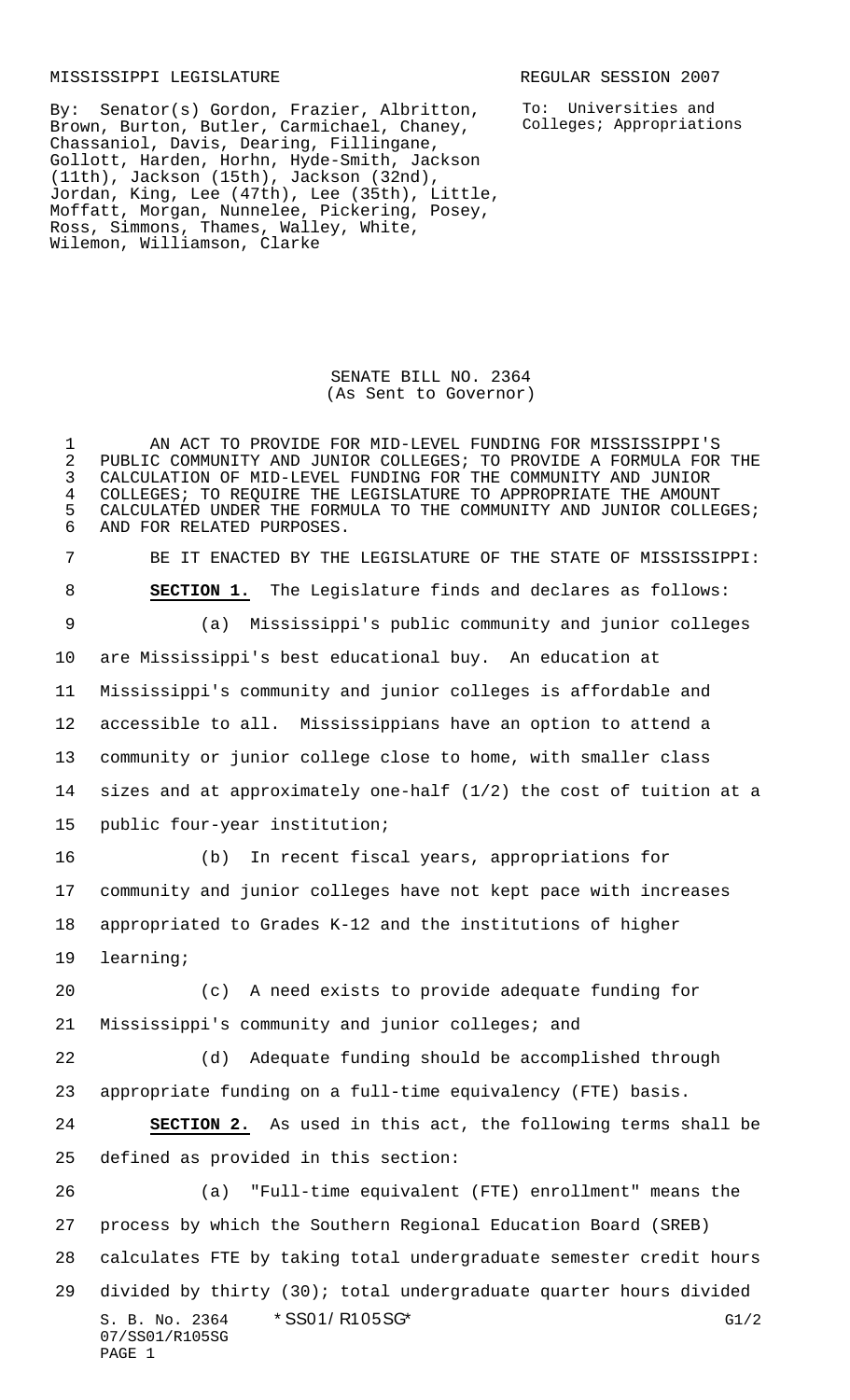MISSISSIPPI LEGISLATURE REGULAR SESSION 2007

By: Senator(s) Gordon, Frazier, Albritton, Brown, Burton, Butler, Carmichael, Chaney, Chassaniol, Davis, Dearing, Fillingane, Gollott, Harden, Horhn, Hyde-Smith, Jackson (11th), Jackson (15th), Jackson (32nd), Jordan, King, Lee (47th), Lee (35th), Little, Moffatt, Morgan, Nunnelee, Pickering, Posey, Ross, Simmons, Thames, Walley, White, Wilemon, Williamson, Clarke

To: Universities and Colleges; Appropriations

# SENATE BILL NO. 2364
(As Sent to Governor)

AN ACT TO PROVIDE FOR MID-LEVEL FUNDING FOR MISSISSIPPI'S PUBLIC COMMUNITY AND JUNIOR COLLEGES; TO PROVIDE A FORMULA FOR THE CALCULATION OF MID-LEVEL FUNDING FOR THE COMMUNITY AND JUNIOR COLLEGES; TO REQUIRE THE LEGISLATURE TO APPROPRIATE THE AMOUNT CALCULATED UNDER THE FORMULA TO THE COMMUNITY AND JUNIOR COLLEGES; AND FOR RELATED PURPOSES.

BE IT ENACTED BY THE LEGISLATURE OF THE STATE OF MISSISSIPPI:

**SECTION 1.** The Legislature finds and declares as follows:

(a) Mississippi's public community and junior colleges are Mississippi's best educational buy. An education at Mississippi's community and junior colleges is affordable and accessible to all. Mississippians have an option to attend a community or junior college close to home, with smaller class sizes and at approximately one-half (1/2) the cost of tuition at a public four-year institution;

(b) In recent fiscal years, appropriations for community and junior colleges have not kept pace with increases appropriated to Grades K-12 and the institutions of higher learning;

(c) A need exists to provide adequate funding for Mississippi's community and junior colleges; and

(d) Adequate funding should be accomplished through appropriate funding on a full-time equivalency (FTE) basis.

**SECTION 2.** As used in this act, the following terms shall be defined as provided in this section:

(a) "Full-time equivalent (FTE) enrollment" means the process by which the Southern Regional Education Board (SREB) calculates FTE by taking total undergraduate semester credit hours divided by thirty (30); total undergraduate quarter hours divided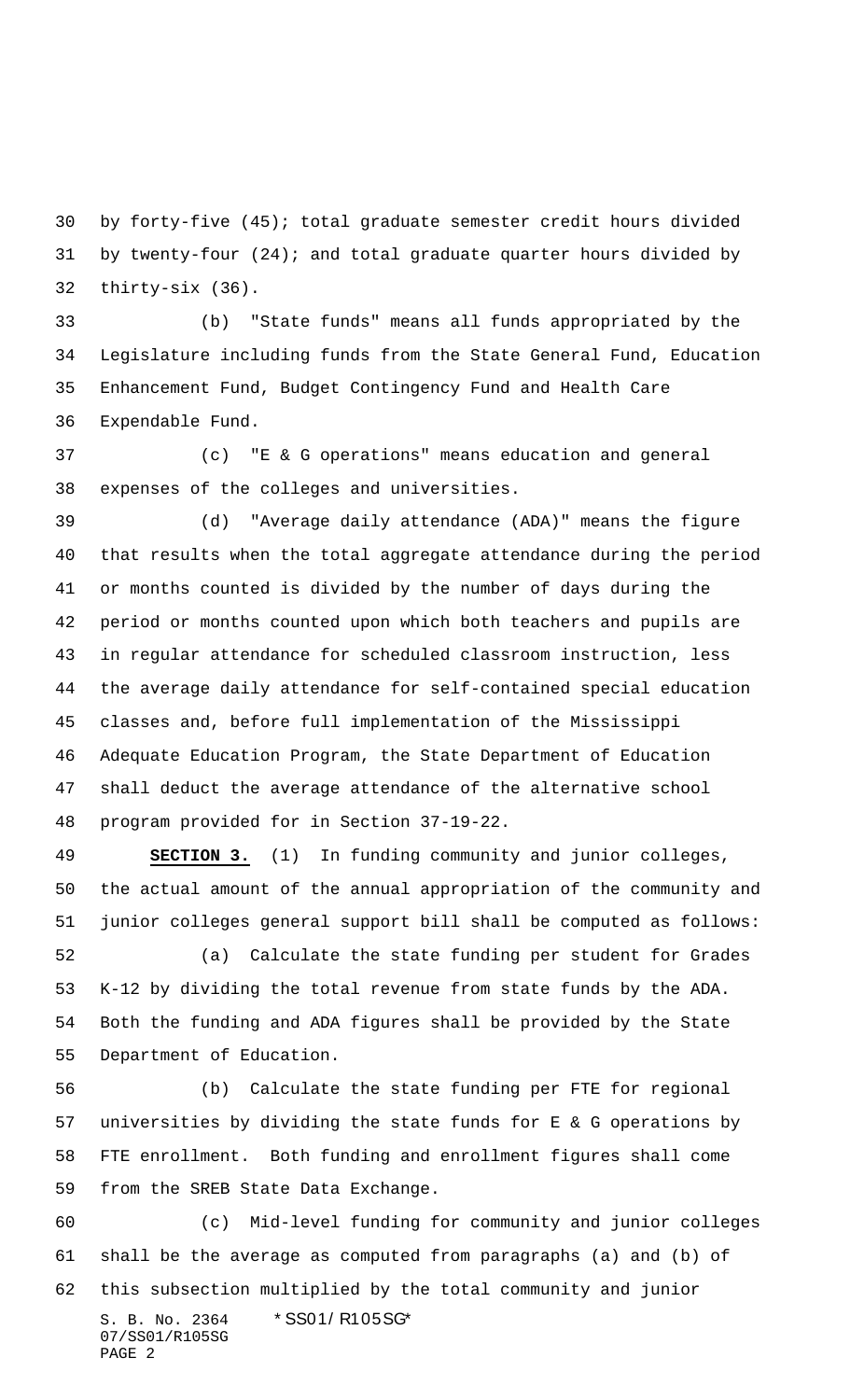by forty-five (45); total graduate semester credit hours divided by twenty-four (24); and total graduate quarter hours divided by thirty-six (36).

(b) "State funds" means all funds appropriated by the Legislature including funds from the State General Fund, Education Enhancement Fund, Budget Contingency Fund and Health Care Expendable Fund.

(c) "E & G operations" means education and general expenses of the colleges and universities.

(d) "Average daily attendance (ADA)" means the figure that results when the total aggregate attendance during the period or months counted is divided by the number of days during the period or months counted upon which both teachers and pupils are in regular attendance for scheduled classroom instruction, less the average daily attendance for self-contained special education classes and, before full implementation of the Mississippi Adequate Education Program, the State Department of Education shall deduct the average attendance of the alternative school program provided for in Section 37-19-22.

**SECTION 3.** (1) In funding community and junior colleges, the actual amount of the annual appropriation of the community and junior colleges general support bill shall be computed as follows:

(a) Calculate the state funding per student for Grades K-12 by dividing the total revenue from state funds by the ADA. Both the funding and ADA figures shall be provided by the State Department of Education.

(b) Calculate the state funding per FTE for regional universities by dividing the state funds for E & G operations by FTE enrollment. Both funding and enrollment figures shall come from the SREB State Data Exchange.

(c) Mid-level funding for community and junior colleges shall be the average as computed from paragraphs (a) and (b) of this subsection multiplied by the total community and junior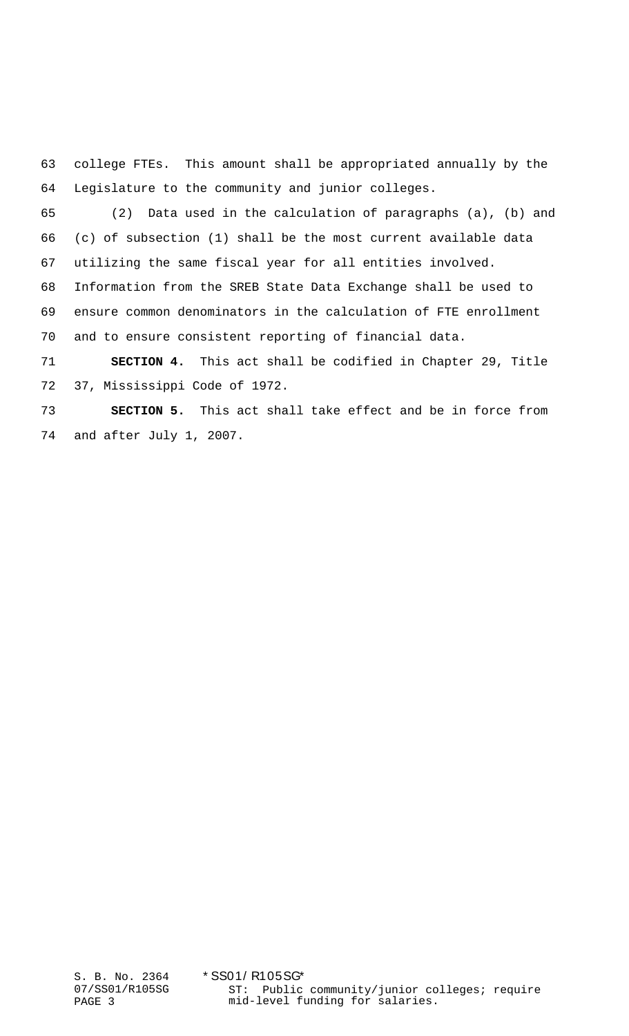college FTEs. This amount shall be appropriated annually by the Legislature to the community and junior colleges.

(2) Data used in the calculation of paragraphs (a), (b) and (c) of subsection (1) shall be the most current available data utilizing the same fiscal year for all entities involved. Information from the SREB State Data Exchange shall be used to ensure common denominators in the calculation of FTE enrollment and to ensure consistent reporting of financial data.

**SECTION 4.** This act shall be codified in Chapter 29, Title 37, Mississippi Code of 1972.

**SECTION 5.** This act shall take effect and be in force from and after July 1, 2007.